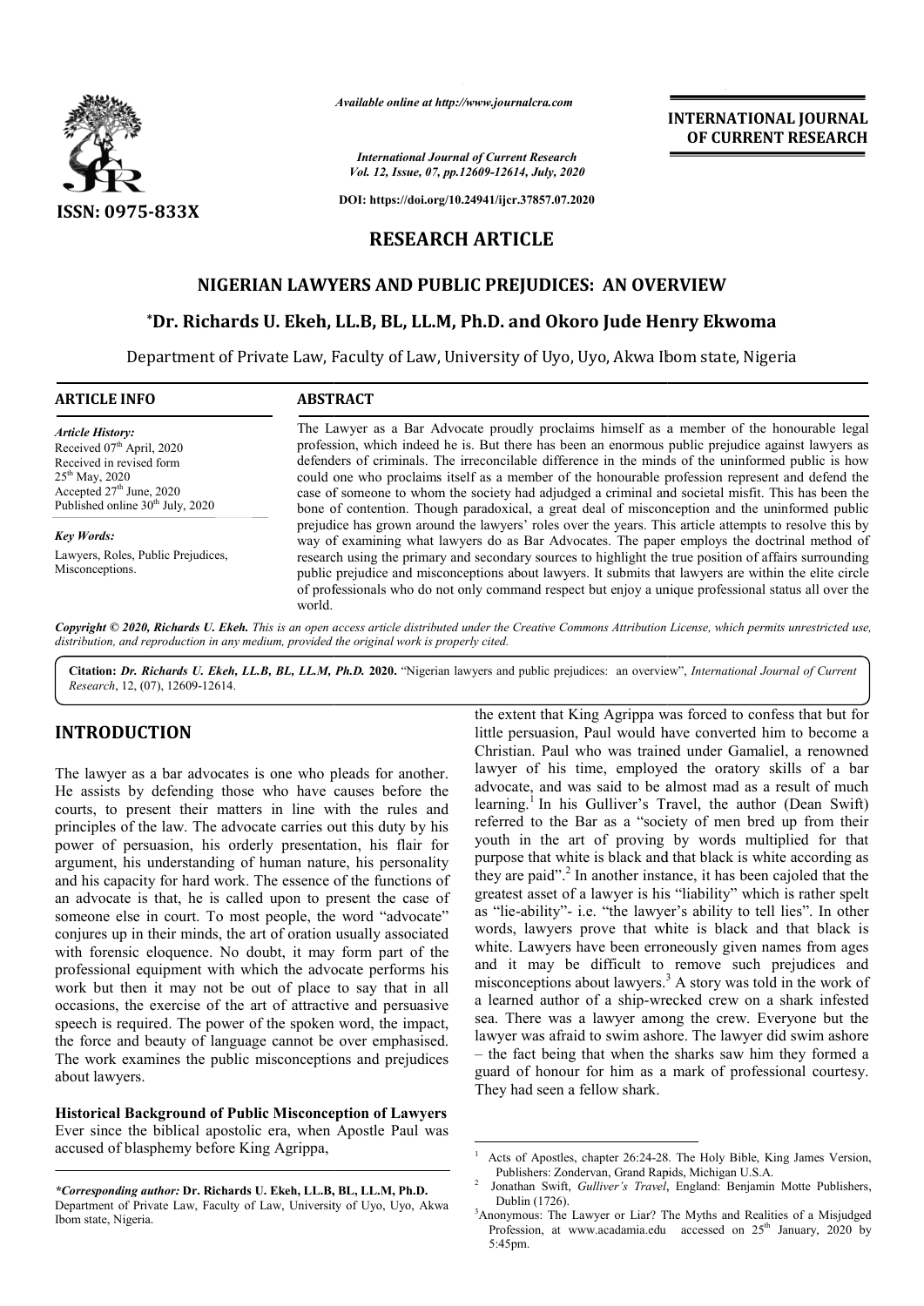*Available online at http://www.journalcra.com*

*International Journal of Current Research*
*Vol. 12, Issue, 07, pp.12609-12614, July, 2020*

**DOI: https://doi.org/10.24941/ijcr.37857.07.2020**

**ISSN: 0975-833X**

**INTERNATIONAL JOURNAL OF CURRENT RESEARCH**

## RESEARCH ARTICLE

# NIGERIAN LAWYERS AND PUBLIC PREJUDICES: AN OVERVIEW

**\*Dr. Richards U. Ekeh, LL.B, BL, LL.M, Ph.D. and Okoro Jude Henry Ekwoma**

Department of Private Law, Faculty of Law, University of Uyo, Uyo, Akwa Ibom state, Nigeria

### ARTICLE INFO

*Article History:*
Received 07th April, 2020
Received in revised form 25th May, 2020
Accepted 27th June, 2020
Published online 30th July, 2020

*Key Words:*
Lawyers, Roles, Public Prejudices, Misconceptions.

### ABSTRACT

The Lawyer as a Bar Advocate proudly proclaims himself as a member of the honourable legal profession, which indeed he is. But there has been an enormous public prejudice against lawyers as defenders of criminals. The irreconcilable difference in the minds of the uninformed public is how could one who proclaims itself as a member of the honourable profession represent and defend the case of someone to whom the society had adjudged a criminal and societal misfit. This has been the bone of contention. Though paradoxical, a great deal of misconception and the uninformed public prejudice has grown around the lawyers' roles over the years. This article attempts to resolve this by way of examining what lawyers do as Bar Advocates. The paper employs the doctrinal method of research using the primary and secondary sources to highlight the true position of affairs surrounding public prejudice and misconceptions about lawyers. It submits that lawyers are within the elite circle of professionals who do not only command respect but enjoy a unique professional status all over the world.

***Copyright © 2020, Richards U. Ekeh.** This is an open access article distributed under the Creative Commons Attribution License, which permits unrestricted use, distribution, and reproduction in any medium, provided the original work is properly cited.*

**Citation:** ***Dr. Richards U. Ekeh, LL.B, BL, LL.M, Ph.D.*** **2020.** "Nigerian lawyers and public prejudices: an overview", *International Journal of Current Research*, 12, (07), 12609-12614.

## INTRODUCTION

The lawyer as a bar advocates is one who pleads for another. He assists by defending those who have causes before the courts, to present their matters in line with the rules and principles of the law. The advocate carries out this duty by his power of persuasion, his orderly presentation, his flair for argument, his understanding of human nature, his personality and his capacity for hard work. The essence of the functions of an advocate is that, he is called upon to present the case of someone else in court. To most people, the word "advocate" conjures up in their minds, the art of oration usually associated with forensic eloquence. No doubt, it may form part of the professional equipment with which the advocate performs his work but then it may not be out of place to say that in all occasions, the exercise of the art of attractive and persuasive speech is required. The power of the spoken word, the impact, the force and beauty of language cannot be over emphasised. The work examines the public misconceptions and prejudices about lawyers.

**Historical Background of Public Misconception of Lawyers**

Ever since the biblical apostolic era, when Apostle Paul was accused of blasphemy before King Agrippa, the extent that King Agrippa was forced to confess that but for little persuasion, Paul would have converted him to become a Christian. Paul who was trained under Gamaliel, a renowned lawyer of his time, employed the oratory skills of a bar advocate, and was said to be almost mad as a result of much learning.[1] In his Gulliver's Travel, the author (Dean Swift) referred to the Bar as a "society of men bred up from their youth in the art of proving by words multiplied for that purpose that white is black and that black is white according as they are paid".[2] In another instance, it has been cajoled that the greatest asset of a lawyer is his "liability" which is rather spelt as "lie-ability"- i.e. "the lawyer's ability to tell lies". In other words, lawyers prove that white is black and that black is white. Lawyers have been erroneously given names from ages and it may be difficult to remove such prejudices and misconceptions about lawyers.[3] A story was told in the work of a learned author of a ship-wrecked crew on a shark infested sea. There was a lawyer among the crew. Everyone but the lawyer was afraid to swim ashore. The lawyer did swim ashore – the fact being that when the sharks saw him they formed a guard of honour for him as a mark of professional courtesy. They had seen a fellow shark.

---

*\*Corresponding author:* **Dr. Richards U. Ekeh, LL.B, BL, LL.M, Ph.D.**
Department of Private Law, Faculty of Law, University of Uyo, Uyo, Akwa Ibom state, Nigeria.

[1] Acts of Apostles, chapter 26:24-28. The Holy Bible, King James Version, Publishers: Zondervan, Grand Rapids, Michigan U.S.A.

[2] Jonathan Swift, *Gulliver's Travel*, England: Benjamin Motte Publishers, Dublin (1726).

[3] Anonymous: The Lawyer or Liar? The Myths and Realities of a Misjudged Profession, at www.acadamia.edu accessed on 25th January, 2020 by 5:45pm.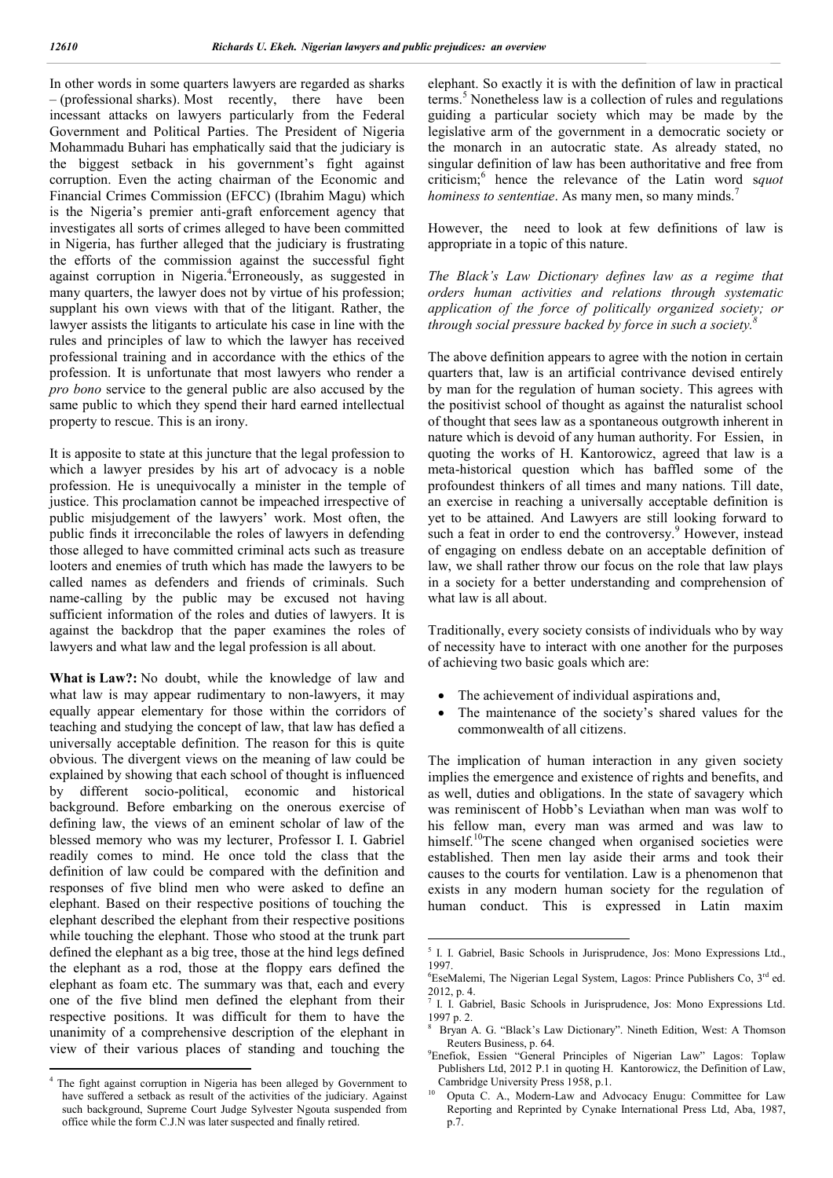In other words in some quarters lawyers are regarded as sharks – (professional sharks). Most recently, there have been incessant attacks on lawyers particularly from the Federal Government and Political Parties. The President of Nigeria Mohammadu Buhari has emphatically said that the judiciary is the biggest setback in his government's fight against corruption. Even the acting chairman of the Economic and Financial Crimes Commission (EFCC) (Ibrahim Magu) which is the Nigeria's premier anti-graft enforcement agency that investigates all sorts of crimes alleged to have been committed in Nigeria, has further alleged that the judiciary is frustrating the efforts of the commission against the successful fight against corruption in Nigeria.[4] Erroneously, as suggested in many quarters, the lawyer does not by virtue of his profession; supplant his own views with that of the litigant. Rather, the lawyer assists the litigants to articulate his case in line with the rules and principles of law to which the lawyer has received professional training and in accordance with the ethics of the profession. It is unfortunate that most lawyers who render a *pro bono* service to the general public are also accused by the same public to which they spend their hard earned intellectual property to rescue. This is an irony.

It is apposite to state at this juncture that the legal profession to which a lawyer presides by his art of advocacy is a noble profession. He is unequivocally a minister in the temple of justice. This proclamation cannot be impeached irrespective of public misjudgement of the lawyers' work. Most often, the public finds it irreconcilable the roles of lawyers in defending those alleged to have committed criminal acts such as treasure looters and enemies of truth which has made the lawyers to be called names as defenders and friends of criminals. Such name-calling by the public may be excused not having sufficient information of the roles and duties of lawyers. It is against the backdrop that the paper examines the roles of lawyers and what law and the legal profession is all about.

**What is Law?:** No doubt, while the knowledge of law and what law is may appear rudimentary to non-lawyers, it may equally appear elementary for those within the corridors of teaching and studying the concept of law, that law has defied a universally acceptable definition. The reason for this is quite obvious. The divergent views on the meaning of law could be explained by showing that each school of thought is influenced by different socio-political, economic and historical background. Before embarking on the onerous exercise of defining law, the views of an eminent scholar of law of the blessed memory who was my lecturer, Professor I. I. Gabriel readily comes to mind. He once told the class that the definition of law could be compared with the definition and responses of five blind men who were asked to define an elephant. Based on their respective positions of touching the elephant described the elephant from their respective positions while touching the elephant. Those who stood at the trunk part defined the elephant as a big tree, those at the hind legs defined the elephant as a rod, those at the floppy ears defined the elephant as foam etc. The summary was that, each and every one of the five blind men defined the elephant from their respective positions. It was difficult for them to have the unanimity of a comprehensive description of the elephant in view of their various places of standing and touching the elephant. So exactly it is with the definition of law in practical terms.[5] Nonetheless law is a collection of rules and regulations guiding a particular society which may be made by the legislative arm of the government in a democratic society or the monarch in an autocratic state. As already stated, no singular definition of law has been authoritative and free from criticism;[6] hence the relevance of the Latin word s*quot hominess to sententiae*. As many men, so many minds.[7]

However, the need to look at few definitions of law is appropriate in a topic of this nature.

*The Black's Law Dictionary defines law as a regime that orders human activities and relations through systematic application of the force of politically organized society; or through social pressure backed by force in such a society.[8]*

The above definition appears to agree with the notion in certain quarters that, law is an artificial contrivance devised entirely by man for the regulation of human society. This agrees with the positivist school of thought as against the naturalist school of thought that sees law as a spontaneous outgrowth inherent in nature which is devoid of any human authority. For Essien, in quoting the works of H. Kantorowicz, agreed that law is a meta-historical question which has baffled some of the profoundest thinkers of all times and many nations. Till date, an exercise in reaching a universally acceptable definition is yet to be attained. And Lawyers are still looking forward to such a feat in order to end the controversy.[9] However, instead of engaging on endless debate on an acceptable definition of law, we shall rather throw our focus on the role that law plays in a society for a better understanding and comprehension of what law is all about.

Traditionally, every society consists of individuals who by way of necessity have to interact with one another for the purposes of achieving two basic goals which are:

- The achievement of individual aspirations and,
- The maintenance of the society's shared values for the commonwealth of all citizens.

The implication of human interaction in any given society implies the emergence and existence of rights and benefits, and as well, duties and obligations. In the state of savagery which was reminiscent of Hobb's Leviathan when man was wolf to his fellow man, every man was armed and was law to himself.[10] The scene changed when organised societies were established. Then men lay aside their arms and took their causes to the courts for ventilation. Law is a phenomenon that exists in any modern human society for the regulation of human conduct. This is expressed in Latin maxim

---

[4] The fight against corruption in Nigeria has been alleged by Government to have suffered a setback as result of the activities of the judiciary. Against such background, Supreme Court Judge Sylvester Ngouta suspended from office while the form C.J.N was later suspected and finally retired.

[5] I. I. Gabriel, Basic Schools in Jurisprudence, Jos: Mono Expressions Ltd., 1997.

[6] EseMalemi, The Nigerian Legal System, Lagos: Prince Publishers Co, 3rd ed. 2012, p. 4.

[7] I. I. Gabriel, Basic Schools in Jurisprudence, Jos: Mono Expressions Ltd. 1997 p. 2.

[8] Bryan A. G. "Black's Law Dictionary". Nineth Edition, West: A Thomson Reuters Business, p. 64.

[9] Enefiok, Essien "General Principles of Nigerian Law" Lagos: Toplaw Publishers Ltd, 2012 P.1 in quoting H. Kantorowicz, the Definition of Law, Cambridge University Press 1958, p.1.

[10] Oputa C. A., Modern-Law and Advocacy Enugu: Committee for Law Reporting and Reprinted by Cynake International Press Ltd, Aba, 1987, p.7.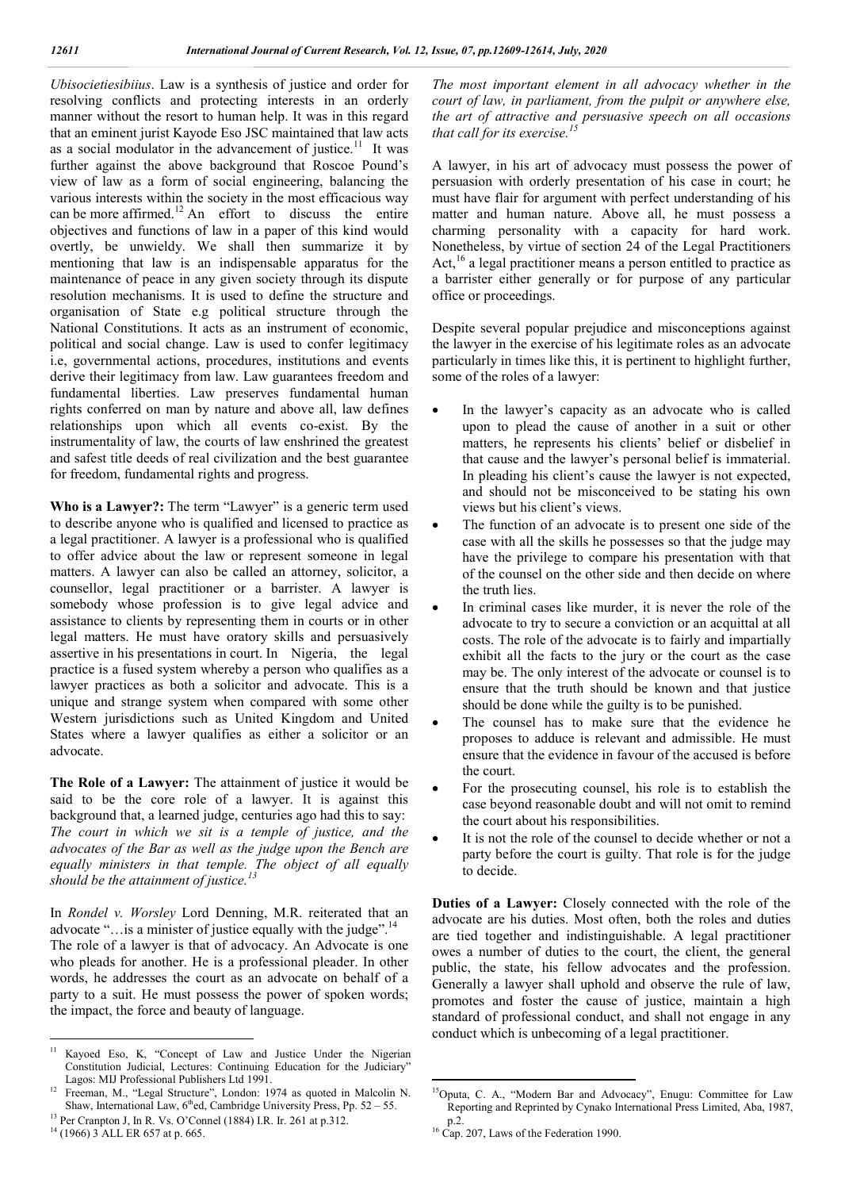*Ubisocietiesibiius*. Law is a synthesis of justice and order for resolving conflicts and protecting interests in an orderly manner without the resort to human help. It was in this regard that an eminent jurist Kayode Eso JSC maintained that law acts as a social modulator in the advancement of justice.[11] It was further against the above background that Roscoe Pound's view of law as a form of social engineering, balancing the various interests within the society in the most efficacious way can be more affirmed.[12] An effort to discuss the entire objectives and functions of law in a paper of this kind would overtly, be unwieldy. We shall then summarize it by mentioning that law is an indispensable apparatus for the maintenance of peace in any given society through its dispute resolution mechanisms. It is used to define the structure and organisation of State e.g political structure through the National Constitutions. It acts as an instrument of economic, political and social change. Law is used to confer legitimacy i.e, governmental actions, procedures, institutions and events derive their legitimacy from law. Law guarantees freedom and fundamental liberties. Law preserves fundamental human rights conferred on man by nature and above all, law defines relationships upon which all events co-exist. By the instrumentality of law, the courts of law enshrined the greatest and safest title deeds of real civilization and the best guarantee for freedom, fundamental rights and progress.

**Who is a Lawyer?:** The term "Lawyer" is a generic term used to describe anyone who is qualified and licensed to practice as a legal practitioner. A lawyer is a professional who is qualified to offer advice about the law or represent someone in legal matters. A lawyer can also be called an attorney, solicitor, a counsellor, legal practitioner or a barrister. A lawyer is somebody whose profession is to give legal advice and assistance to clients by representing them in courts or in other legal matters. He must have oratory skills and persuasively assertive in his presentations in court. In Nigeria, the legal practice is a fused system whereby a person who qualifies as a lawyer practices as both a solicitor and advocate. This is a unique and strange system when compared with some other Western jurisdictions such as United Kingdom and United States where a lawyer qualifies as either a solicitor or an advocate.

**The Role of a Lawyer:** The attainment of justice it would be said to be the core role of a lawyer. It is against this background that, a learned judge, centuries ago had this to say: *The court in which we sit is a temple of justice, and the advocates of the Bar as well as the judge upon the Bench are equally ministers in that temple. The object of all equally should be the attainment of justice.*[13]

In *Rondel v. Worsley* Lord Denning, M.R. reiterated that an advocate "…is a minister of justice equally with the judge".[14] The role of a lawyer is that of advocacy. An Advocate is one who pleads for another. He is a professional pleader. In other words, he addresses the court as an advocate on behalf of a party to a suit. He must possess the power of spoken words; the impact, the force and beauty of language.

*The most important element in all advocacy whether in the court of law, in parliament, from the pulpit or anywhere else, the art of attractive and persuasive speech on all occasions that call for its exercise.*[15]

A lawyer, in his art of advocacy must possess the power of persuasion with orderly presentation of his case in court; he must have flair for argument with perfect understanding of his matter and human nature. Above all, he must possess a charming personality with a capacity for hard work. Nonetheless, by virtue of section 24 of the Legal Practitioners Act,[16] a legal practitioner means a person entitled to practice as a barrister either generally or for purpose of any particular office or proceedings.

Despite several popular prejudice and misconceptions against the lawyer in the exercise of his legitimate roles as an advocate particularly in times like this, it is pertinent to highlight further, some of the roles of a lawyer:

- In the lawyer's capacity as an advocate who is called upon to plead the cause of another in a suit or other matters, he represents his clients' belief or disbelief in that cause and the lawyer's personal belief is immaterial. In pleading his client's cause the lawyer is not expected, and should not be misconceived to be stating his own views but his client's views.
- The function of an advocate is to present one side of the case with all the skills he possesses so that the judge may have the privilege to compare his presentation with that of the counsel on the other side and then decide on where the truth lies.
- In criminal cases like murder, it is never the role of the advocate to try to secure a conviction or an acquittal at all costs. The role of the advocate is to fairly and impartially exhibit all the facts to the jury or the court as the case may be. The only interest of the advocate or counsel is to ensure that the truth should be known and that justice should be done while the guilty is to be punished.
- The counsel has to make sure that the evidence he proposes to adduce is relevant and admissible. He must ensure that the evidence in favour of the accused is before the court.
- For the prosecuting counsel, his role is to establish the case beyond reasonable doubt and will not omit to remind the court about his responsibilities.
- It is not the role of the counsel to decide whether or not a party before the court is guilty. That role is for the judge to decide.

**Duties of a Lawyer:** Closely connected with the role of the advocate are his duties. Most often, both the roles and duties are tied together and indistinguishable. A legal practitioner owes a number of duties to the court, the client, the general public, the state, his fellow advocates and the profession. Generally a lawyer shall uphold and observe the rule of law, promotes and foster the cause of justice, maintain a high standard of professional conduct, and shall not engage in any conduct which is unbecoming of a legal practitioner.

---

[11] Kayoed Eso, K, "Concept of Law and Justice Under the Nigerian Constitution Judicial, Lectures: Continuing Education for the Judiciary" Lagos: MIJ Professional Publishers Ltd 1991.

[12] Freeman, M., "Legal Structure", London: 1974 as quoted in Malcolin N. Shaw, International Law, 6thed, Cambridge University Press, Pp. 52 – 55.

[13] Per Cranpton J, In R. Vs. O'Connel (1884) I.R. Ir. 261 at p.312.

[14] (1966) 3 ALL ER 657 at p. 665.

[15] Oputa, C. A., "Modern Bar and Advocacy", Enugu: Committee for Law Reporting and Reprinted by Cynako International Press Limited, Aba, 1987, p.2.

[16] Cap. 207, Laws of the Federation 1990.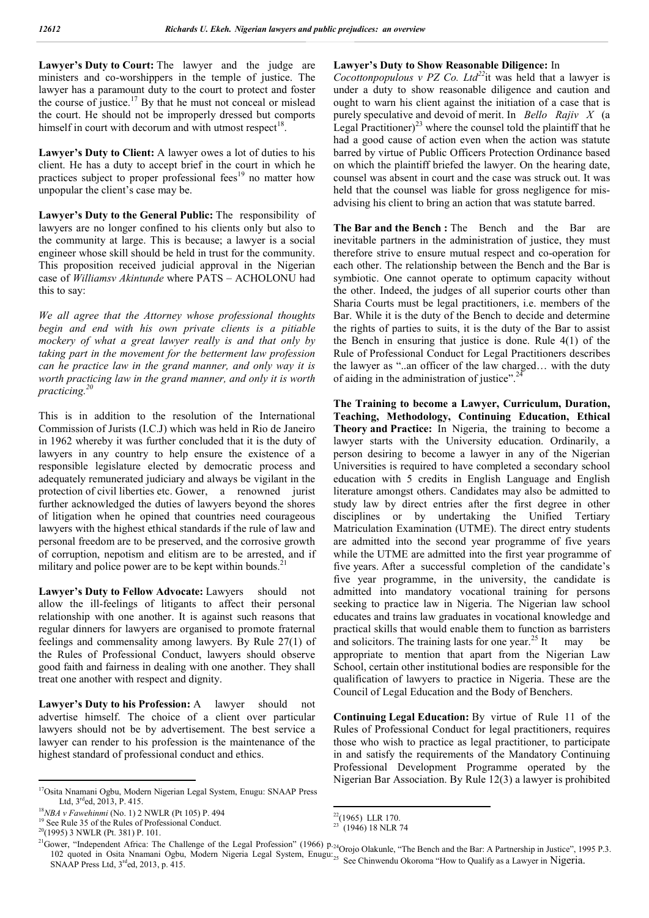**Lawyer's Duty to Court:** The lawyer and the judge are ministers and co-worshippers in the temple of justice. The lawyer has a paramount duty to the court to protect and foster the course of justice.[17] By that he must not conceal or mislead the court. He should not be improperly dressed but comports himself in court with decorum and with utmost respect[18].

**Lawyer's Duty to Client:** A lawyer owes a lot of duties to his client. He has a duty to accept brief in the court in which he practices subject to proper professional fees[19] no matter how unpopular the client's case may be.

**Lawyer's Duty to the General Public:** The responsibility of lawyers are no longer confined to his clients only but also to the community at large. This is because; a lawyer is a social engineer whose skill should be held in trust for the community. This proposition received judicial approval in the Nigerian case of *Williamsv Akintunde* where PATS – ACHOLONU had this to say:

*We all agree that the Attorney whose professional thoughts begin and end with his own private clients is a pitiable mockery of what a great lawyer really is and that only by taking part in the movement for the betterment law profession can he practice law in the grand manner, and only way it is worth practicing law in the grand manner, and only it is worth practicing.*[20]

This is in addition to the resolution of the International Commission of Jurists (I.C.J) which was held in Rio de Janeiro in 1962 whereby it was further concluded that it is the duty of lawyers in any country to help ensure the existence of a responsible legislature elected by democratic process and adequately remunerated judiciary and always be vigilant in the protection of civil liberties etc. Gower, a renowned jurist further acknowledged the duties of lawyers beyond the shores of litigation when he opined that countries need courageous lawyers with the highest ethical standards if the rule of law and personal freedom are to be preserved, and the corrosive growth of corruption, nepotism and elitism are to be arrested, and if military and police power are to be kept within bounds.[21]

**Lawyer's Duty to Fellow Advocate:** Lawyers should not allow the ill-feelings of litigants to affect their personal relationship with one another. It is against such reasons that regular dinners for lawyers are organised to promote fraternal feelings and commensality among lawyers. By Rule 27(1) of the Rules of Professional Conduct, lawyers should observe good faith and fairness in dealing with one another. They shall treat one another with respect and dignity.

**Lawyer's Duty to his Profession:** A lawyer should not advertise himself. The choice of a client over particular lawyers should not be by advertisement. The best service a lawyer can render to his profession is the maintenance of the highest standard of professional conduct and ethics.

**Lawyer's Duty to Show Reasonable Diligence:** In *Cocottonpopulous v PZ Co. Ltd*[22] it was held that a lawyer is under a duty to show reasonable diligence and caution and ought to warn his client against the initiation of a case that is purely speculative and devoid of merit. In *Bello Rajiv X* (a Legal Practitioner)[23] where the counsel told the plaintiff that he had a good cause of action even when the action was statute barred by virtue of Public Officers Protection Ordinance based on which the plaintiff briefed the lawyer. On the hearing date, counsel was absent in court and the case was struck out. It was held that the counsel was liable for gross negligence for mis-advising his client to bring an action that was statute barred.

**The Bar and the Bench :** The Bench and the Bar are inevitable partners in the administration of justice, they must therefore strive to ensure mutual respect and co-operation for each other. The relationship between the Bench and the Bar is symbiotic. One cannot operate to optimum capacity without the other. Indeed, the judges of all superior courts other than Sharia Courts must be legal practitioners, i.e. members of the Bar. While it is the duty of the Bench to decide and determine the rights of parties to suits, it is the duty of the Bar to assist the Bench in ensuring that justice is done. Rule 4(1) of the Rule of Professional Conduct for Legal Practitioners describes the lawyer as "..an officer of the law charged… with the duty of aiding in the administration of justice".[24]

**The Training to become a Lawyer, Curriculum, Duration, Teaching, Methodology, Continuing Education, Ethical Theory and Practice:** In Nigeria, the training to become a lawyer starts with the University education. Ordinarily, a person desiring to become a lawyer in any of the Nigerian Universities is required to have completed a secondary school education with 5 credits in English Language and English literature amongst others. Candidates may also be admitted to study law by direct entries after the first degree in other disciplines or by undertaking the Unified Tertiary Matriculation Examination (UTME). The direct entry students are admitted into the second year programme of five years while the UTME are admitted into the first year programme of five years. After a successful completion of the candidate's five year programme, in the university, the candidate is admitted into mandatory vocational training for persons seeking to practice law in Nigeria. The Nigerian law school educates and trains law graduates in vocational knowledge and practical skills that would enable them to function as barristers and solicitors. The training lasts for one year.[25] It may be appropriate to mention that apart from the Nigerian Law School, certain other institutional bodies are responsible for the qualification of lawyers to practice in Nigeria. These are the Council of Legal Education and the Body of Benchers.

**Continuing Legal Education:** By virtue of Rule 11 of the Rules of Professional Conduct for legal practitioners, requires those who wish to practice as legal practitioner, to participate in and satisfy the requirements of the Mandatory Continuing Professional Development Programme operated by the Nigerian Bar Association. By Rule 12(3) a lawyer is prohibited

---

[17] Osita Nnamani Ogbu, Modern Nigerian Legal System, Enugu: SNAAP Press Ltd, 3rd ed, 2013, P. 415.

[18] *NBA v Fawehinmi* (No. 1) 2 NWLR (Pt 105) P. 494

[19] See Rule 35 of the Rules of Professional Conduct.

[20] (1995) 3 NWLR (Pt. 381) P. 101.

[21] Gower, "Independent Africa: The Challenge of the Legal Profession" (1966) p. 102 quoted in Osita Nnamani Ogbu, Modern Nigeria Legal System, Enugu: SNAAP Press Ltd, 3rd ed, 2013, p. 415.

[22] (1965) LLR 170.

[23] (1946) 18 NLR 74

[24] Orojo Olakunle, "The Bench and the Bar: A Partnership in Justice", 1995 P.3.

[25] See Chinwendu Okoroma "How to Qualify as a Lawyer in Nigeria.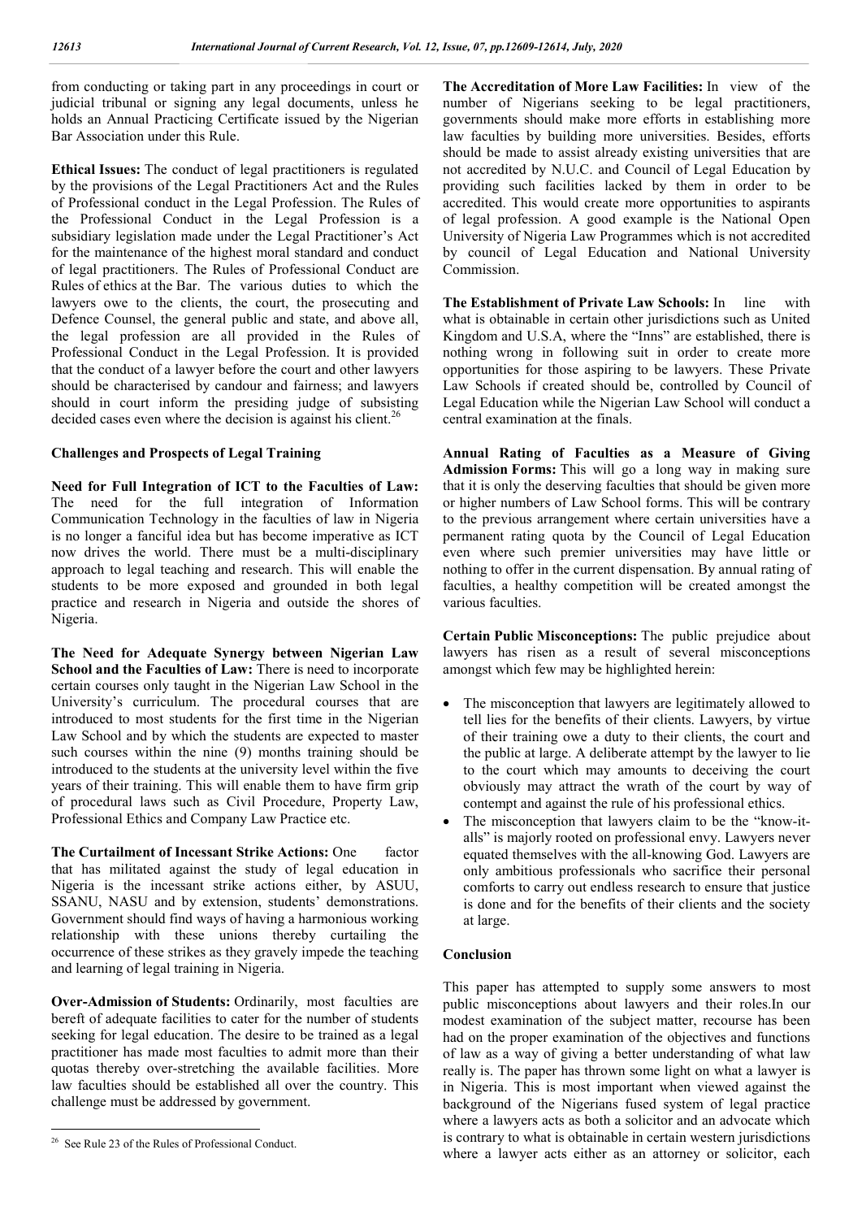from conducting or taking part in any proceedings in court or judicial tribunal or signing any legal documents, unless he holds an Annual Practicing Certificate issued by the Nigerian Bar Association under this Rule.

**Ethical Issues:** The conduct of legal practitioners is regulated by the provisions of the Legal Practitioners Act and the Rules of Professional conduct in the Legal Profession. The Rules of the Professional Conduct in the Legal Profession is a subsidiary legislation made under the Legal Practitioner's Act for the maintenance of the highest moral standard and conduct of legal practitioners. The Rules of Professional Conduct are Rules of ethics at the Bar. The various duties to which the lawyers owe to the clients, the court, the prosecuting and Defence Counsel, the general public and state, and above all, the legal profession are all provided in the Rules of Professional Conduct in the Legal Profession. It is provided that the conduct of a lawyer before the court and other lawyers should be characterised by candour and fairness; and lawyers should in court inform the presiding judge of subsisting decided cases even where the decision is against his client.[26]

## Challenges and Prospects of Legal Training

**Need for Full Integration of ICT to the Faculties of Law:** The need for the full integration of Information Communication Technology in the faculties of law in Nigeria is no longer a fanciful idea but has become imperative as ICT now drives the world. There must be a multi-disciplinary approach to legal teaching and research. This will enable the students to be more exposed and grounded in both legal practice and research in Nigeria and outside the shores of Nigeria.

**The Need for Adequate Synergy between Nigerian Law School and the Faculties of Law:** There is need to incorporate certain courses only taught in the Nigerian Law School in the University's curriculum. The procedural courses that are introduced to most students for the first time in the Nigerian Law School and by which the students are expected to master such courses within the nine (9) months training should be introduced to the students at the university level within the five years of their training. This will enable them to have firm grip of procedural laws such as Civil Procedure, Property Law, Professional Ethics and Company Law Practice etc.

**The Curtailment of Incessant Strike Actions:** One factor that has militated against the study of legal education in Nigeria is the incessant strike actions either, by ASUU, SSANU, NASU and by extension, students' demonstrations. Government should find ways of having a harmonious working relationship with these unions thereby curtailing the occurrence of these strikes as they gravely impede the teaching and learning of legal training in Nigeria.

**Over-Admission of Students:** Ordinarily, most faculties are bereft of adequate facilities to cater for the number of students seeking for legal education. The desire to be trained as a legal practitioner has made most faculties to admit more than their quotas thereby over-stretching the available facilities. More law faculties should be established all over the country. This challenge must be addressed by government.

**The Accreditation of More Law Facilities:** In view of the number of Nigerians seeking to be legal practitioners, governments should make more efforts in establishing more law faculties by building more universities. Besides, efforts should be made to assist already existing universities that are not accredited by N.U.C. and Council of Legal Education by providing such facilities lacked by them in order to be accredited. This would create more opportunities to aspirants of legal profession. A good example is the National Open University of Nigeria Law Programmes which is not accredited by council of Legal Education and National University Commission.

**The Establishment of Private Law Schools:** In line with what is obtainable in certain other jurisdictions such as United Kingdom and U.S.A, where the "Inns" are established, there is nothing wrong in following suit in order to create more opportunities for those aspiring to be lawyers. These Private Law Schools if created should be, controlled by Council of Legal Education while the Nigerian Law School will conduct a central examination at the finals.

**Annual Rating of Faculties as a Measure of Giving Admission Forms:** This will go a long way in making sure that it is only the deserving faculties that should be given more or higher numbers of Law School forms. This will be contrary to the previous arrangement where certain universities have a permanent rating quota by the Council of Legal Education even where such premier universities may have little or nothing to offer in the current dispensation. By annual rating of faculties, a healthy competition will be created amongst the various faculties.

**Certain Public Misconceptions:** The public prejudice about lawyers has risen as a result of several misconceptions amongst which few may be highlighted herein:

- The misconception that lawyers are legitimately allowed to tell lies for the benefits of their clients. Lawyers, by virtue of their training owe a duty to their clients, the court and the public at large. A deliberate attempt by the lawyer to lie to the court which may amounts to deceiving the court obviously may attract the wrath of the court by way of contempt and against the rule of his professional ethics.
- The misconception that lawyers claim to be the "know-it-alls" is majorly rooted on professional envy. Lawyers never equated themselves with the all-knowing God. Lawyers are only ambitious professionals who sacrifice their personal comforts to carry out endless research to ensure that justice is done and for the benefits of their clients and the society at large.

## Conclusion

This paper has attempted to supply some answers to most public misconceptions about lawyers and their roles.In our modest examination of the subject matter, recourse has been had on the proper examination of the objectives and functions of law as a way of giving a better understanding of what law really is. The paper has thrown some light on what a lawyer is in Nigeria. This is most important when viewed against the background of the Nigerians fused system of legal practice where a lawyers acts as both a solicitor and an advocate which is contrary to what is obtainable in certain western jurisdictions where a lawyer acts either as an attorney or solicitor, each

[26] See Rule 23 of the Rules of Professional Conduct.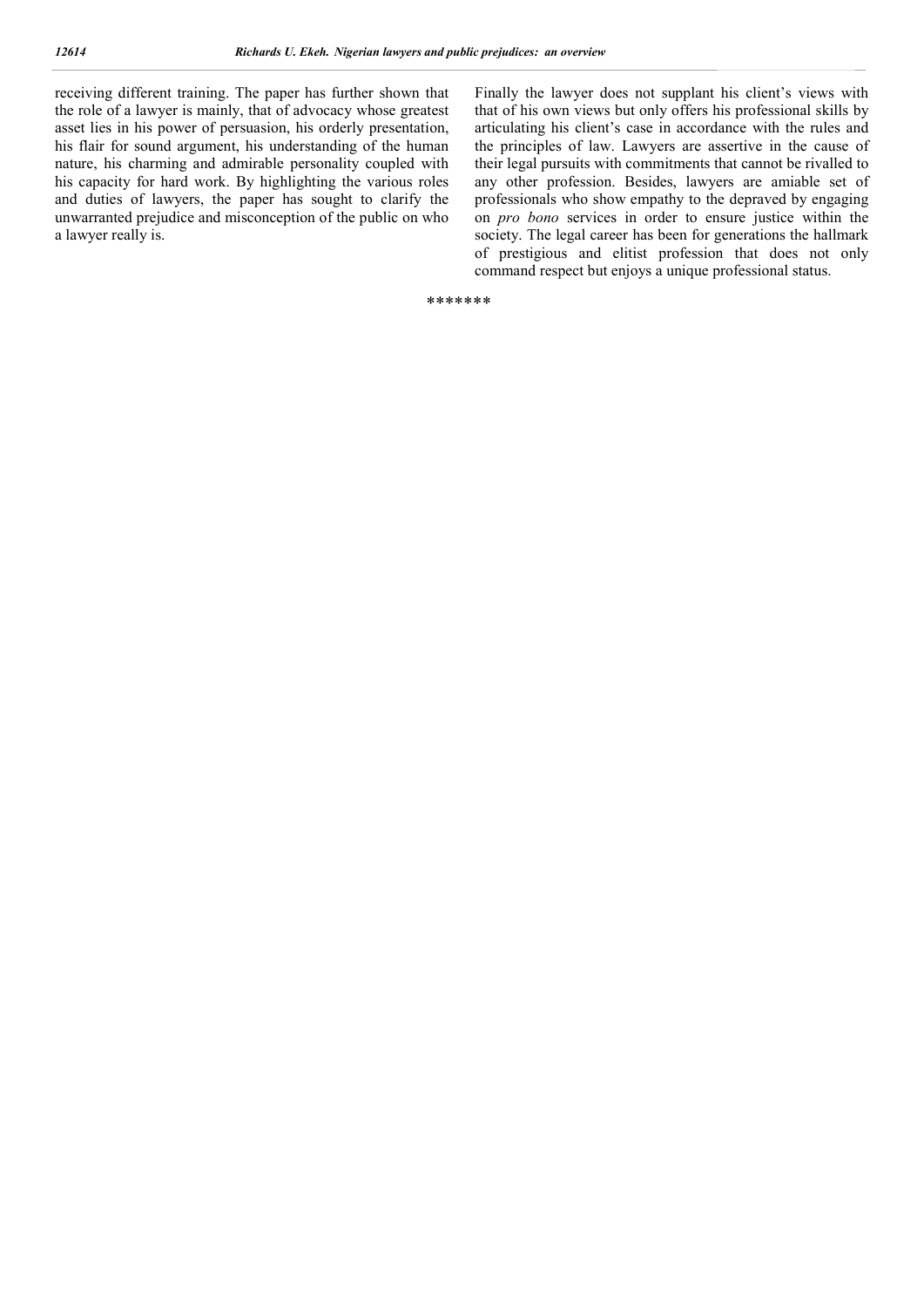receiving different training. The paper has further shown that the role of a lawyer is mainly, that of advocacy whose greatest asset lies in his power of persuasion, his orderly presentation, his flair for sound argument, his understanding of the human nature, his charming and admirable personality coupled with his capacity for hard work. By highlighting the various roles and duties of lawyers, the paper has sought to clarify the unwarranted prejudice and misconception of the public on who a lawyer really is.

Finally the lawyer does not supplant his client's views with that of his own views but only offers his professional skills by articulating his client's case in accordance with the rules and the principles of law. Lawyers are assertive in the cause of their legal pursuits with commitments that cannot be rivalled to any other profession. Besides, lawyers are amiable set of professionals who show empathy to the depraved by engaging on *pro bono* services in order to ensure justice within the society. The legal career has been for generations the hallmark of prestigious and elitist profession that does not only command respect but enjoys a unique professional status.

*******